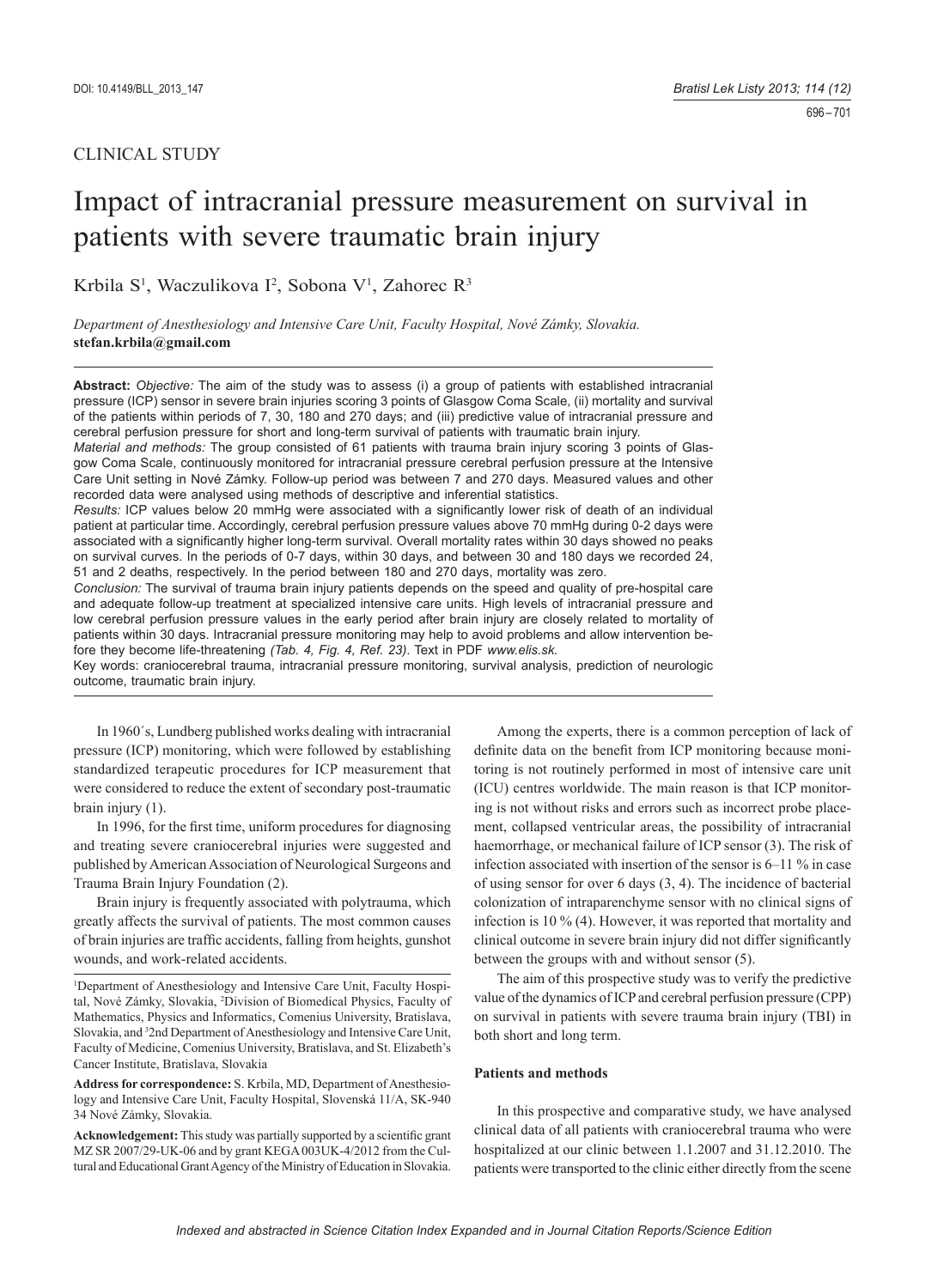CLINICAL STUDY

# Impact of intracranial pressure measurement on survival in patients with severe traumatic brain injury

Krbila S[1], Waczulikova I[2], Sobona V[1], Zahorec R[3]

*Department of Anesthesiology and Intensive Care Unit, Faculty Hospital, Nové Zámky, Slovakia.*
**stefan.krbila@gmail.com**

**Abstract:** *Objective:* The aim of the study was to assess (i) a group of patients with established intracranial pressure (ICP) sensor in severe brain injuries scoring 3 points of Glasgow Coma Scale, (ii) mortality and survival of the patients within periods of 7, 30, 180 and 270 days; and (iii) predictive value of intracranial pressure and cerebral perfusion pressure for short and long-term survival of patients with traumatic brain injury.
*Material and methods:* The group consisted of 61 patients with trauma brain injury scoring 3 points of Glasgow Coma Scale, continuously monitored for intracranial pressure cerebral perfusion pressure at the Intensive Care Unit setting in Nové Zámky. Follow-up period was between 7 and 270 days. Measured values and other recorded data were analysed using methods of descriptive and inferential statistics.
*Results:* ICP values below 20 mmHg were associated with a significantly lower risk of death of an individual patient at particular time. Accordingly, cerebral perfusion pressure values above 70 mmHg during 0-2 days were associated with a significantly higher long-term survival. Overall mortality rates within 30 days showed no peaks on survival curves. In the periods of 0-7 days, within 30 days, and between 30 and 180 days we recorded 24, 51 and 2 deaths, respectively. In the period between 180 and 270 days, mortality was zero.
*Conclusion:* The survival of trauma brain injury patients depends on the speed and quality of pre-hospital care and adequate follow-up treatment at specialized intensive care units. High levels of intracranial pressure and low cerebral perfusion pressure values in the early period after brain injury are closely related to mortality of patients within 30 days. Intracranial pressure monitoring may help to avoid problems and allow intervention before they become life-threatening *(Tab. 4, Fig. 4, Ref. 23)*. Text in PDF *www.elis.sk.*
Key words: craniocerebral trauma, intracranial pressure monitoring, survival analysis, prediction of neurologic outcome, traumatic brain injury.

In 1960´s, Lundberg published works dealing with intracranial pressure (ICP) monitoring, which were followed by establishing standardized terapeutic procedures for ICP measurement that were considered to reduce the extent of secondary post-traumatic brain injury (1).

In 1996, for the first time, uniform procedures for diagnosing and treating severe craniocerebral injuries were suggested and published by American Association of Neurological Surgeons and Trauma Brain Injury Foundation (2).

Brain injury is frequently associated with polytrauma, which greatly affects the survival of patients. The most common causes of brain injuries are traffic accidents, falling from heights, gunshot wounds, and work-related accidents.

Among the experts, there is a common perception of lack of definite data on the benefit from ICP monitoring because monitoring is not routinely performed in most of intensive care unit (ICU) centres worldwide. The main reason is that ICP monitoring is not without risks and errors such as incorrect probe placement, collapsed ventricular areas, the possibility of intracranial haemorrhage, or mechanical failure of ICP sensor (3). The risk of infection associated with insertion of the sensor is 6–11 % in case of using sensor for over 6 days (3, 4). The incidence of bacterial colonization of intraparenchyme sensor with no clinical signs of infection is 10 % (4). However, it was reported that mortality and clinical outcome in severe brain injury did not differ significantly between the groups with and without sensor (5).

The aim of this prospective study was to verify the predictive value of the dynamics of ICP and cerebral perfusion pressure (CPP) on survival in patients with severe trauma brain injury (TBI) in both short and long term.

## Patients and methods

In this prospective and comparative study, we have analysed clinical data of all patients with craniocerebral trauma who were hospitalized at our clinic between 1.1.2007 and 31.12.2010. The patients were transported to the clinic either directly from the scene

[1]Department of Anesthesiology and Intensive Care Unit, Faculty Hospital, Nové Zámky, Slovakia, [2]Division of Biomedical Physics, Faculty of Mathematics, Physics and Informatics, Comenius University, Bratislava, Slovakia, and [3]2nd Department of Anesthesiology and Intensive Care Unit, Faculty of Medicine, Comenius University, Bratislava, and St. Elizabeth's Cancer Institute, Bratislava, Slovakia

**Address for correspondence:** S. Krbila, MD, Department of Anesthesiology and Intensive Care Unit, Faculty Hospital, Slovenská 11/A, SK-940 34 Nové Zámky, Slovakia.

**Acknowledgement:** This study was partially supported by a scientific grant MZ SR 2007/29-UK-06 and by grant KEGA 003UK-4/2012 from the Cultural and Educational Grant Agency of the Ministry of Education in Slovakia.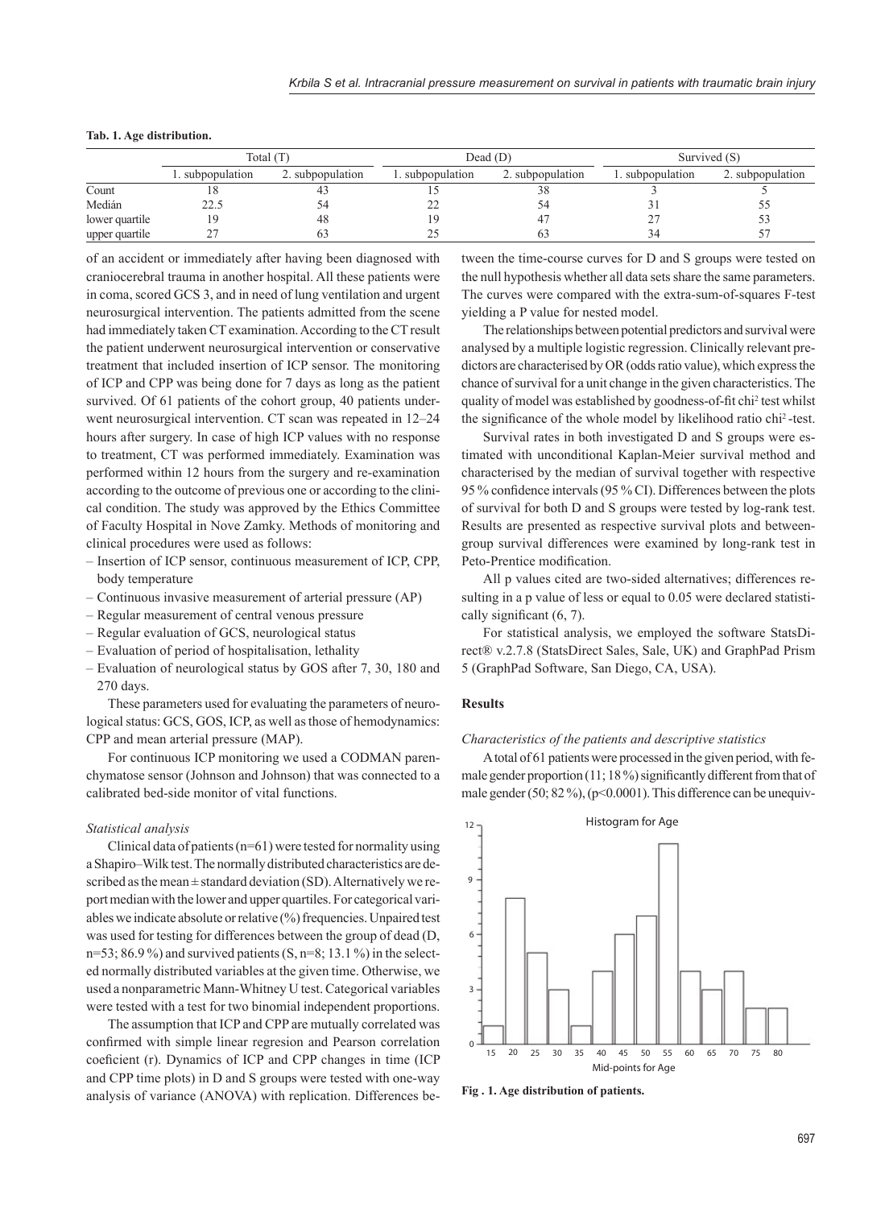**Tab. 1. Age distribution.**

| | Total (T) | | Dead (D) | | Survived (S) | |
|---|---|---|---|---|---|---|
| | 1. subpopulation | 2. subpopulation | 1. subpopulation | 2. subpopulation | 1. subpopulation | 2. subpopulation |
| Count | 18 | 43 | 15 | 38 | 3 | 5 |
| Medián | 22.5 | 54 | 22 | 54 | 31 | 55 |
| lower quartile | 19 | 48 | 19 | 47 | 27 | 53 |
| upper quartile | 27 | 63 | 25 | 63 | 34 | 57 |

of an accident or immediately after having been diagnosed with craniocerebral trauma in another hospital. All these patients were in coma, scored GCS 3, and in need of lung ventilation and urgent neurosurgical intervention. The patients admitted from the scene had immediately taken CT examination. According to the CT result the patient underwent neurosurgical intervention or conservative treatment that included insertion of ICP sensor. The monitoring of ICP and CPP was being done for 7 days as long as the patient survived. Of 61 patients of the cohort group, 40 patients underwent neurosurgical intervention. CT scan was repeated in 12–24 hours after surgery. In case of high ICP values with no response to treatment, CT was performed immediately. Examination was performed within 12 hours from the surgery and re-examination according to the outcome of previous one or according to the clinical condition. The study was approved by the Ethics Committee of Faculty Hospital in Nove Zamky. Methods of monitoring and clinical procedures were used as follows:

- Insertion of ICP sensor, continuous measurement of ICP, CPP, body temperature
- Continuous invasive measurement of arterial pressure (AP)
- Regular measurement of central venous pressure
- Regular evaluation of GCS, neurological status
- Evaluation of period of hospitalisation, lethality
- Evaluation of neurological status by GOS after 7, 30, 180 and 270 days.

These parameters used for evaluating the parameters of neurological status: GCS, GOS, ICP, as well as those of hemodynamics: CPP and mean arterial pressure (MAP).

For continuous ICP monitoring we used a CODMAN parenchymatose sensor (Johnson and Johnson) that was connected to a calibrated bed-side monitor of vital functions.

### Statistical analysis

Clinical data of patients (n=61) were tested for normality using a Shapiro–Wilk test. The normally distributed characteristics are described as the mean ± standard deviation (SD). Alternatively we report median with the lower and upper quartiles. For categorical variables we indicate absolute or relative (%) frequencies. Unpaired test was used for testing for differences between the group of dead (D, n=53; 86.9 %) and survived patients (S, n=8; 13.1 %) in the selected normally distributed variables at the given time. Otherwise, we used a nonparametric Mann-Whitney U test. Categorical variables were tested with a test for two binomial independent proportions.

The assumption that ICP and CPP are mutually correlated was confirmed with simple linear regresion and Pearson correlation coeficient (r). Dynamics of ICP and CPP changes in time (ICP and CPP time plots) in D and S groups were tested with one-way analysis of variance (ANOVA) with replication. Differences between the time-course curves for D and S groups were tested on the null hypothesis whether all data sets share the same parameters. The curves were compared with the extra-sum-of-squares F-test yielding a P value for nested model.

The relationships between potential predictors and survival were analysed by a multiple logistic regression. Clinically relevant predictors are characterised by OR (odds ratio value), which express the chance of survival for a unit change in the given characteristics. The quality of model was established by goodness-of-fit chi$^2$ test whilst the significance of the whole model by likelihood ratio chi$^2$-test.

Survival rates in both investigated D and S groups were estimated with unconditional Kaplan-Meier survival method and characterised by the median of survival together with respective 95 % confidence intervals (95 % CI). Differences between the plots of survival for both D and S groups were tested by log-rank test. Results are presented as respective survival plots and between-group survival differences were examined by long-rank test in Peto-Prentice modification.

All p values cited are two-sided alternatives; differences resulting in a p value of less or equal to 0.05 were declared statistically significant (6, 7).

For statistical analysis, we employed the software StatsDirect® v.2.7.8 (StatsDirect Sales, Sale, UK) and GraphPad Prism 5 (GraphPad Software, San Diego, CA, USA).

## Results

### Characteristics of the patients and descriptive statistics

A total of 61 patients were processed in the given period, with female gender proportion (11; 18 %) significantly different from that of male gender (50; 82 %), ($p<0.0001$). This difference can be unequiv-

**Fig . 1. Age distribution of patients.**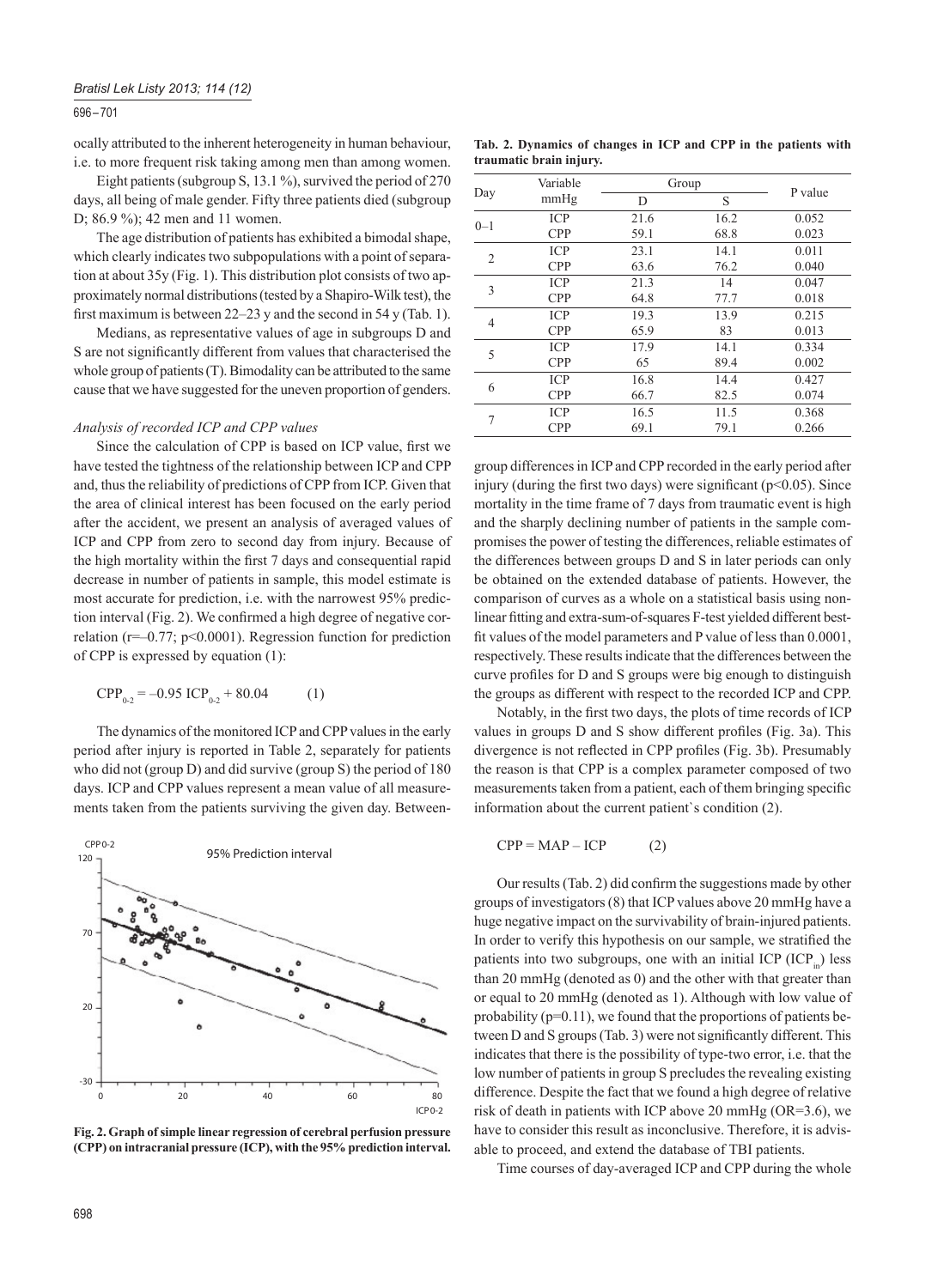ocally attributed to the inherent heterogeneity in human behaviour, i.e. to more frequent risk taking among men than among women.

Eight patients (subgroup S, 13.1 %), survived the period of 270 days, all being of male gender. Fifty three patients died (subgroup D; 86.9 %); 42 men and 11 women.

The age distribution of patients has exhibited a bimodal shape, which clearly indicates two subpopulations with a point of separation at about 35y (Fig. 1). This distribution plot consists of two approximately normal distributions (tested by a Shapiro-Wilk test), the first maximum is between 22–23 y and the second in 54 y (Tab. 1).

Medians, as representative values of age in subgroups D and S are not significantly different from values that characterised the whole group of patients (T). Bimodality can be attributed to the same cause that we have suggested for the uneven proportion of genders.

*Analysis of recorded ICP and CPP values*

Since the calculation of CPP is based on ICP value, first we have tested the tightness of the relationship between ICP and CPP and, thus the reliability of predictions of CPP from ICP. Given that the area of clinical interest has been focused on the early period after the accident, we present an analysis of averaged values of ICP and CPP from zero to second day from injury. Because of the high mortality within the first 7 days and consequential rapid decrease in number of patients in sample, this model estimate is most accurate for prediction, i.e. with the narrowest 95% prediction interval (Fig. 2). We confirmed a high degree of negative correlation ($r=-0.77$; $p<0.0001$). Regression function for prediction of CPP is expressed by equation (1):

$$CPP_{0-2} = -0.95\ ICP_{0-2} + 80.04 \qquad (1)$$

The dynamics of the monitored ICP and CPP values in the early period after injury is reported in Table 2, separately for patients who did not (group D) and did survive (group S) the period of 180 days. ICP and CPP values represent a mean value of all measurements taken from the patients surviving the given day. Between-group differences in ICP and CPP recorded in the early period after injury (during the first two days) were significant ($p<0.05$). Since mortality in the time frame of 7 days from traumatic event is high and the sharply declining number of patients in the sample compromises the power of testing the differences, reliable estimates of the differences between groups D and S in later periods can only be obtained on the extended database of patients. However, the comparison of curves as a whole on a statistical basis using non-linear fitting and extra-sum-of-squares F-test yielded different best-fit values of the model parameters and P value of less than 0.0001, respectively. These results indicate that the differences between the curve profiles for D and S groups were big enough to distinguish the groups as different with respect to the recorded ICP and CPP.

**Tab. 2. Dynamics of changes in ICP and CPP in the patients with traumatic brain injury.**

| Day | Variable mmHg | Group | | P value |
|---|---|---|---|---|
| | | D | S | |
| 0–1 | ICP | 21.6 | 16.2 | 0.052 |
| | CPP | 59.1 | 68.8 | 0.023 |
| 2 | ICP | 23.1 | 14.1 | 0.011 |
| | CPP | 63.6 | 76.2 | 0.040 |
| 3 | ICP | 21.3 | 14 | 0.047 |
| | CPP | 64.8 | 77.7 | 0.018 |
| 4 | ICP | 19.3 | 13.9 | 0.215 |
| | CPP | 65.9 | 83 | 0.013 |
| 5 | ICP | 17.9 | 14.1 | 0.334 |
| | CPP | 65 | 89.4 | 0.002 |
| 6 | ICP | 16.8 | 14.4 | 0.427 |
| | CPP | 66.7 | 82.5 | 0.074 |
| 7 | ICP | 16.5 | 11.5 | 0.368 |
| | CPP | 69.1 | 79.1 | 0.266 |

**Fig. 2. Graph of simple linear regression of cerebral perfusion pressure (CPP) on intracranial pressure (ICP), with the 95% prediction interval.**

Notably, in the first two days, the plots of time records of ICP values in groups D and S show different profiles (Fig. 3a). This divergence is not reflected in CPP profiles (Fig. 3b). Presumably the reason is that CPP is a complex parameter composed of two measurements taken from a patient, each of them bringing specific information about the current patient`s condition (2).

$$CPP = MAP - ICP \qquad (2)$$

Our results (Tab. 2) did confirm the suggestions made by other groups of investigators (8) that ICP values above 20 mmHg have a huge negative impact on the survivability of brain-injured patients. In order to verify this hypothesis on our sample, we stratified the patients into two subgroups, one with an initial ICP ($ICP_{in}$) less than 20 mmHg (denoted as 0) and the other with that greater than or equal to 20 mmHg (denoted as 1). Although with low value of probability ($p=0.11$), we found that the proportions of patients between D and S groups (Tab. 3) were not significantly different. This indicates that there is the possibility of type-two error, i.e. that the low number of patients in group S precludes the revealing existing difference. Despite the fact that we found a high degree of relative risk of death in patients with ICP above 20 mmHg (OR=3.6), we have to consider this result as inconclusive. Therefore, it is advisable to proceed, and extend the database of TBI patients.

Time courses of day-averaged ICP and CPP during the whole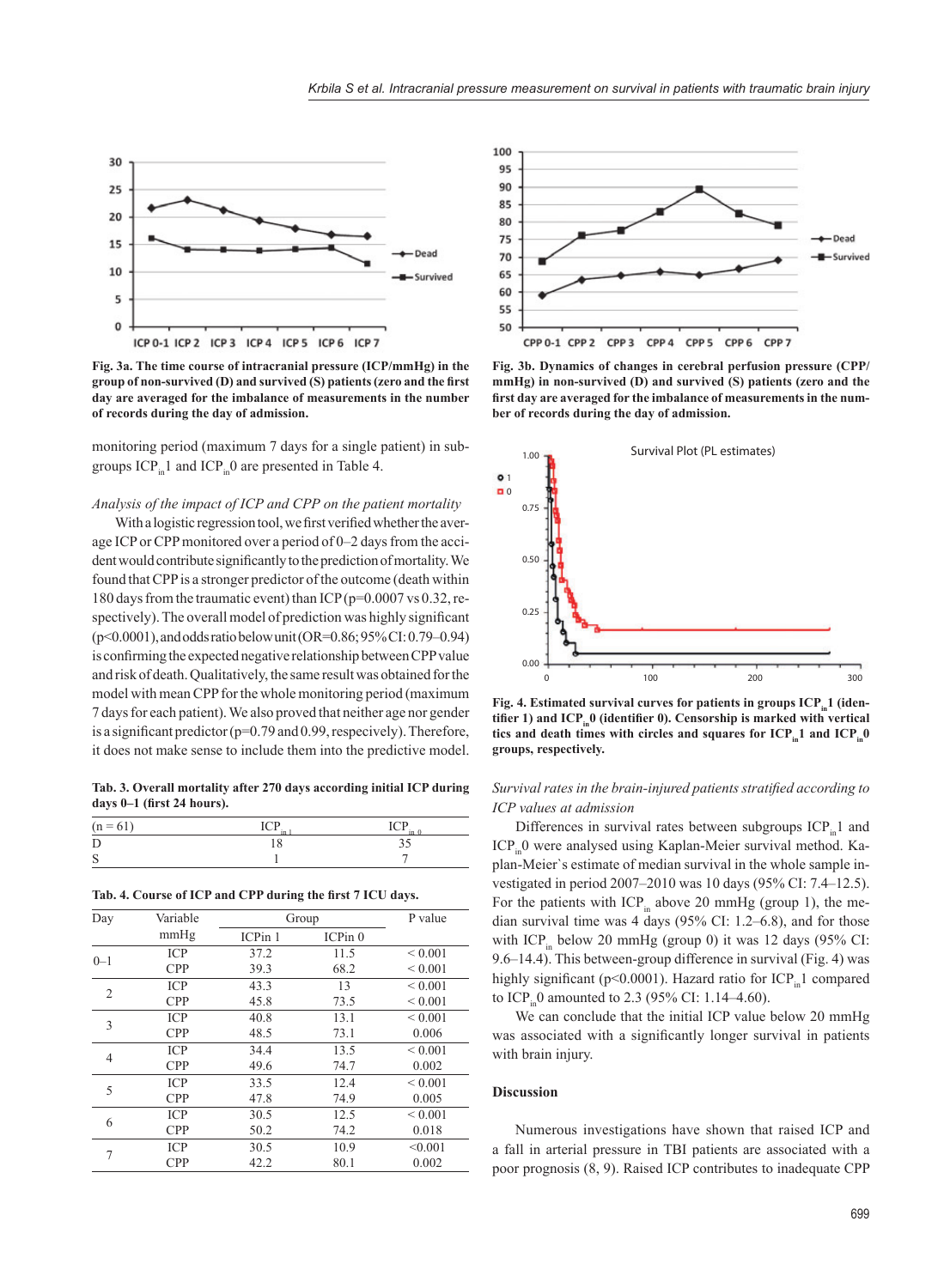Fig. 3a. The time course of intracranial pressure (ICP/mmHg) in the group of non-survived (D) and survived (S) patients (zero and the first day are averaged for the imbalance of measurements in the number of records during the day of admission.

monitoring period (maximum 7 days for a single patient) in subgroups $ICP_{in}1$ and $ICP_{in}0$ are presented in Table 4.

*Analysis of the impact of ICP and CPP on the patient mortality*

With a logistic regression tool, we first verified whether the average ICP or CPP monitored over a period of 0–2 days from the accident would contribute significantly to the prediction of mortality. We found that CPP is a stronger predictor of the outcome (death within 180 days from the traumatic event) than ICP ($p=0.0007$ vs 0.32, respectively). The overall model of prediction was highly significant ($p<0.0001$), and odds ratio below unit (OR=0.86; 95% CI: 0.79–0.94) is confirming the expected negative relationship between CPP value and risk of death. Qualitatively, the same result was obtained for the model with mean CPP for the whole monitoring period (maximum 7 days for each patient). We also proved that neither age nor gender is a significant predictor ($p=0.79$ and 0.99, respecively). Therefore, it does not make sense to include them into the predictive model.

**Tab. 3. Overall mortality after 270 days according initial ICP during days 0–1 (first 24 hours).**

| (n = 61) | $ICP_{in 1}$ | $ICP_{in 0}$ |
|---|---|---|
| D | 18 | 35 |
| S | 1 | 7 |

**Tab. 4. Course of ICP and CPP during the first 7 ICU days.**

| Day | Variable mmHg | Group | | P value |
|---|---|---|---|---|
| | | ICPin 1 | ICPin 0 | |
| 0–1 | ICP | 37.2 | 11.5 | < 0.001 |
| | CPP | 39.3 | 68.2 | < 0.001 |
| 2 | ICP | 43.3 | 13 | < 0.001 |
| | CPP | 45.8 | 73.5 | < 0.001 |
| 3 | ICP | 40.8 | 13.1 | < 0.001 |
| | CPP | 48.5 | 73.1 | 0.006 |
| 4 | ICP | 34.4 | 13.5 | < 0.001 |
| | CPP | 49.6 | 74.7 | 0.002 |
| 5 | ICP | 33.5 | 12.4 | < 0.001 |
| | CPP | 47.8 | 74.9 | 0.005 |
| 6 | ICP | 30.5 | 12.5 | < 0.001 |
| | CPP | 50.2 | 74.2 | 0.018 |
| 7 | ICP | 30.5 | 10.9 | <0.001 |
| | CPP | 42.2 | 80.1 | 0.002 |

Fig. 3b. Dynamics of changes in cerebral perfusion pressure (CPP/mmHg) in non-survived (D) and survived (S) patients (zero and the first day are averaged for the imbalance of measurements in the number of records during the day of admission.

Fig. 4. Estimated survival curves for patients in groups $ICP_{in}1$ (identifier 1) and $ICP_{in}0$ (identifier 0). Censorship is marked with vertical tics and death times with circles and squares for $ICP_{in}1$ and $ICP_{in}0$ groups, respectively.

*Survival rates in the brain-injured patients stratified according to ICP values at admission*

Differences in survival rates between subgroups $ICP_{in}1$ and $ICP_{in}0$ were analysed using Kaplan-Meier survival method. Kaplan-Meier`s estimate of median survival in the whole sample investigated in period 2007–2010 was 10 days (95% CI: 7.4–12.5). For the patients with $ICP_{in}$ above 20 mmHg (group 1), the median survival time was 4 days (95% CI: 1.2–6.8), and for those with $ICP_{in}$ below 20 mmHg (group 0) it was 12 days (95% CI: 9.6–14.4). This between-group difference in survival (Fig. 4) was highly significant ($p<0.0001$). Hazard ratio for $ICP_{in}1$ compared to $ICP_{in}0$ amounted to 2.3 (95% CI: 1.14–4.60).

We can conclude that the initial ICP value below 20 mmHg was associated with a significantly longer survival in patients with brain injury.

## Discussion

Numerous investigations have shown that raised ICP and a fall in arterial pressure in TBI patients are associated with a poor prognosis (8, 9). Raised ICP contributes to inadequate CPP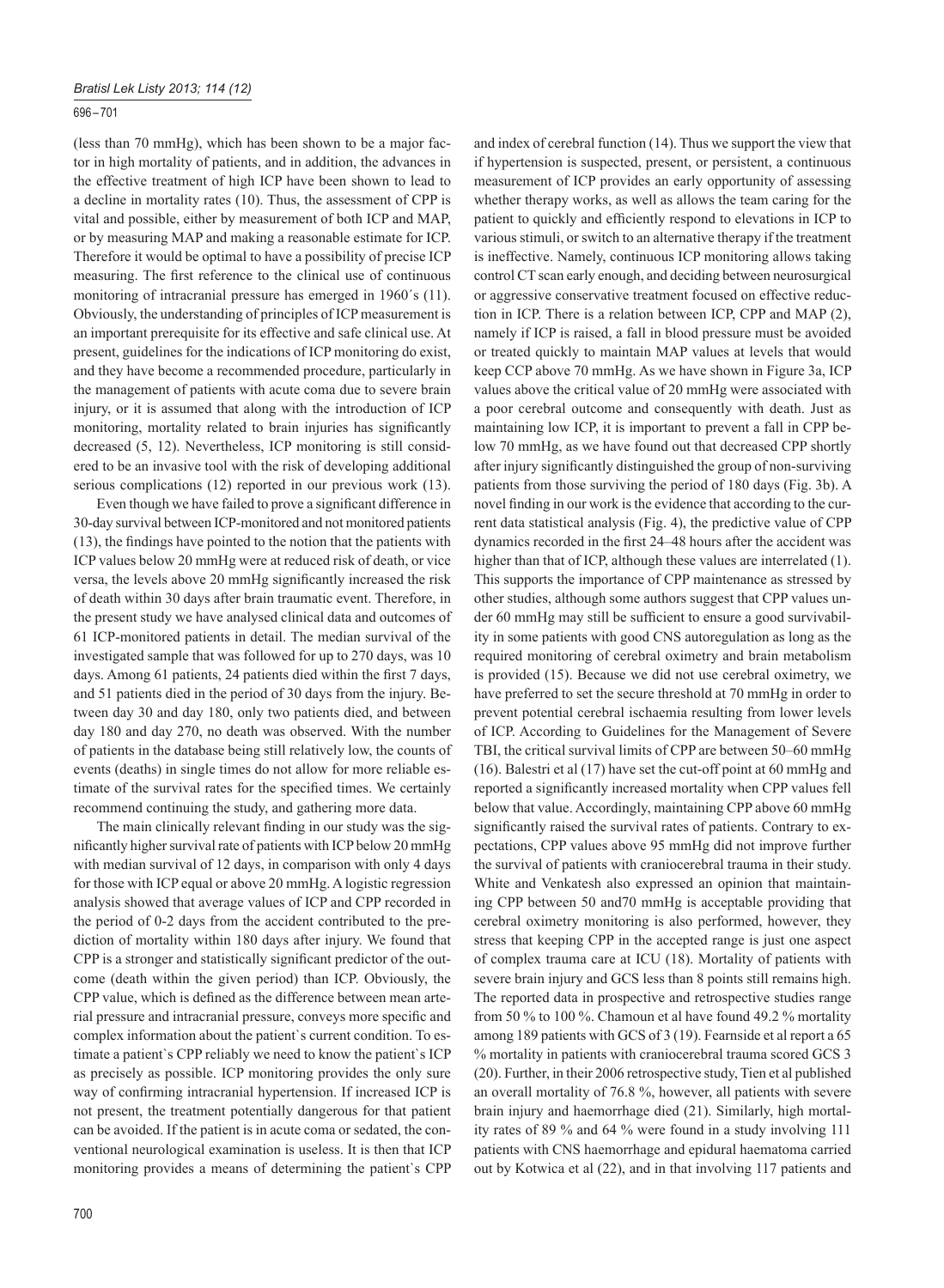(less than 70 mmHg), which has been shown to be a major factor in high mortality of patients, and in addition, the advances in the effective treatment of high ICP have been shown to lead to a decline in mortality rates (10). Thus, the assessment of CPP is vital and possible, either by measurement of both ICP and MAP, or by measuring MAP and making a reasonable estimate for ICP. Therefore it would be optimal to have a possibility of precise ICP measuring. The first reference to the clinical use of continuous monitoring of intracranial pressure has emerged in 1960´s (11). Obviously, the understanding of principles of ICP measurement is an important prerequisite for its effective and safe clinical use. At present, guidelines for the indications of ICP monitoring do exist, and they have become a recommended procedure, particularly in the management of patients with acute coma due to severe brain injury, or it is assumed that along with the introduction of ICP monitoring, mortality related to brain injuries has significantly decreased (5, 12). Nevertheless, ICP monitoring is still considered to be an invasive tool with the risk of developing additional serious complications (12) reported in our previous work (13).

Even though we have failed to prove a significant difference in 30-day survival between ICP-monitored and not monitored patients (13), the findings have pointed to the notion that the patients with ICP values below 20 mmHg were at reduced risk of death, or vice versa, the levels above 20 mmHg significantly increased the risk of death within 30 days after brain traumatic event. Therefore, in the present study we have analysed clinical data and outcomes of 61 ICP-monitored patients in detail. The median survival of the investigated sample that was followed for up to 270 days, was 10 days. Among 61 patients, 24 patients died within the first 7 days, and 51 patients died in the period of 30 days from the injury. Between day 30 and day 180, only two patients died, and between day 180 and day 270, no death was observed. With the number of patients in the database being still relatively low, the counts of events (deaths) in single times do not allow for more reliable estimate of the survival rates for the specified times. We certainly recommend continuing the study, and gathering more data.

The main clinically relevant finding in our study was the significantly higher survival rate of patients with ICP below 20 mmHg with median survival of 12 days, in comparison with only 4 days for those with ICP equal or above 20 mmHg. A logistic regression analysis showed that average values of ICP and CPP recorded in the period of 0-2 days from the accident contributed to the prediction of mortality within 180 days after injury. We found that CPP is a stronger and statistically significant predictor of the outcome (death within the given period) than ICP. Obviously, the CPP value, which is defined as the difference between mean arterial pressure and intracranial pressure, conveys more specific and complex information about the patient`s current condition. To estimate a patient`s CPP reliably we need to know the patient`s ICP as precisely as possible. ICP monitoring provides the only sure way of confirming intracranial hypertension. If increased ICP is not present, the treatment potentially dangerous for that patient can be avoided. If the patient is in acute coma or sedated, the conventional neurological examination is useless. It is then that ICP monitoring provides a means of determining the patient`s CPP and index of cerebral function (14). Thus we support the view that if hypertension is suspected, present, or persistent, a continuous measurement of ICP provides an early opportunity of assessing whether therapy works, as well as allows the team caring for the patient to quickly and efficiently respond to elevations in ICP to various stimuli, or switch to an alternative therapy if the treatment is ineffective. Namely, continuous ICP monitoring allows taking control CT scan early enough, and deciding between neurosurgical or aggressive conservative treatment focused on effective reduction in ICP. There is a relation between ICP, CPP and MAP (2), namely if ICP is raised, a fall in blood pressure must be avoided or treated quickly to maintain MAP values at levels that would keep CCP above 70 mmHg. As we have shown in Figure 3a, ICP values above the critical value of 20 mmHg were associated with a poor cerebral outcome and consequently with death. Just as maintaining low ICP, it is important to prevent a fall in CPP below 70 mmHg, as we have found out that decreased CPP shortly after injury significantly distinguished the group of non-surviving patients from those surviving the period of 180 days (Fig. 3b). A novel finding in our work is the evidence that according to the current data statistical analysis (Fig. 4), the predictive value of CPP dynamics recorded in the first 24–48 hours after the accident was higher than that of ICP, although these values are interrelated (1). This supports the importance of CPP maintenance as stressed by other studies, although some authors suggest that CPP values under 60 mmHg may still be sufficient to ensure a good survivability in some patients with good CNS autoregulation as long as the required monitoring of cerebral oximetry and brain metabolism is provided (15). Because we did not use cerebral oximetry, we have preferred to set the secure threshold at 70 mmHg in order to prevent potential cerebral ischaemia resulting from lower levels of ICP. According to Guidelines for the Management of Severe TBI, the critical survival limits of CPP are between 50–60 mmHg (16). Balestri et al (17) have set the cut-off point at 60 mmHg and reported a significantly increased mortality when CPP values fell below that value. Accordingly, maintaining CPP above 60 mmHg significantly raised the survival rates of patients. Contrary to expectations, CPP values above 95 mmHg did not improve further the survival of patients with craniocerebral trauma in their study. White and Venkatesh also expressed an opinion that maintaining CPP between 50 and70 mmHg is acceptable providing that cerebral oximetry monitoring is also performed, however, they stress that keeping CPP in the accepted range is just one aspect of complex trauma care at ICU (18). Mortality of patients with severe brain injury and GCS less than 8 points still remains high. The reported data in prospective and retrospective studies range from 50 % to 100 %. Chamoun et al have found 49.2 % mortality among 189 patients with GCS of 3 (19). Fearnside et al report a 65 % mortality in patients with craniocerebral trauma scored GCS 3 (20). Further, in their 2006 retrospective study, Tien et al published an overall mortality of 76.8 %, however, all patients with severe brain injury and haemorrhage died (21). Similarly, high mortality rates of 89 % and 64 % were found in a study involving 111 patients with CNS haemorrhage and epidural haematoma carried out by Kotwica et al (22), and in that involving 117 patients and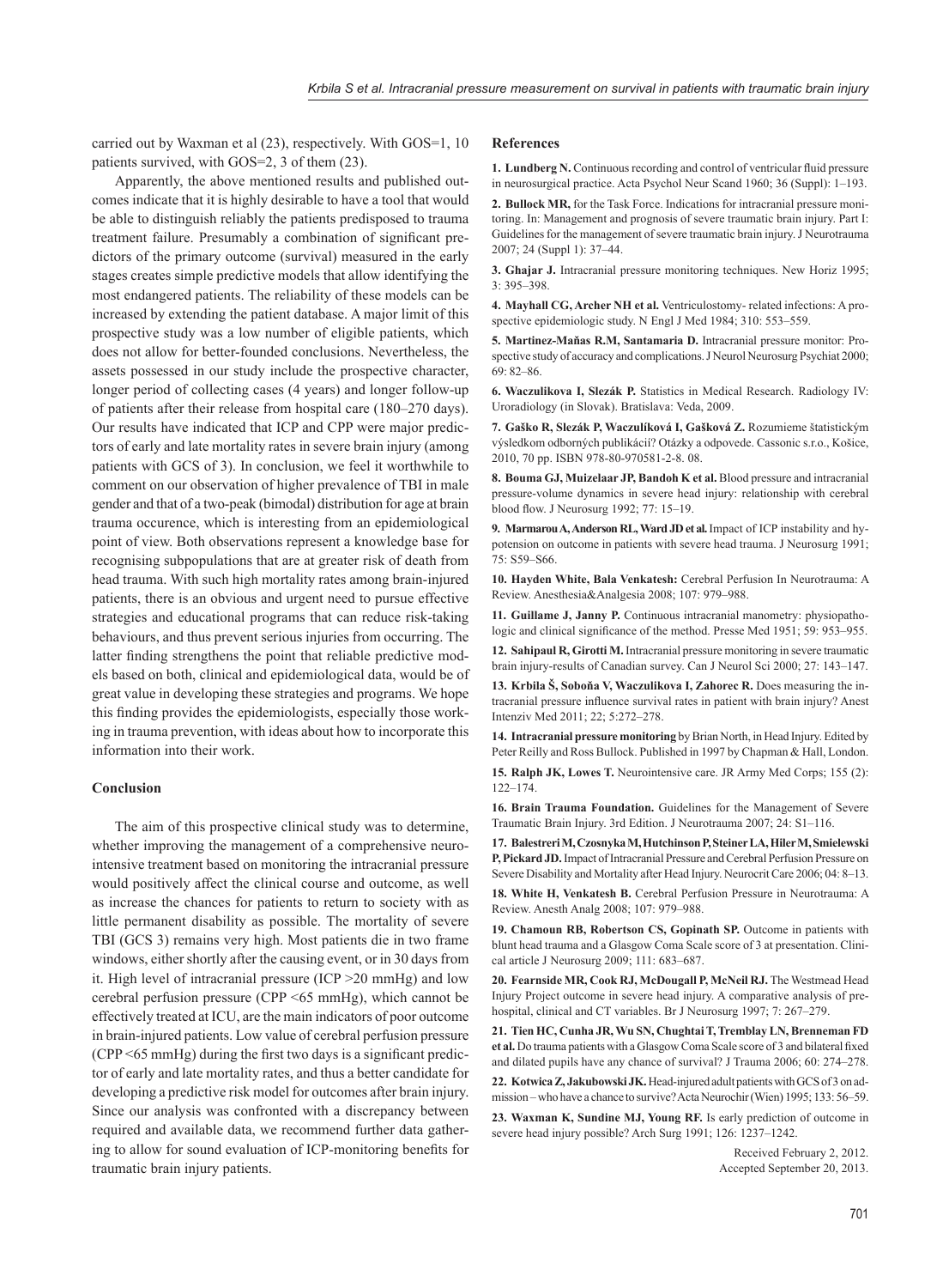carried out by Waxman et al (23), respectively. With GOS=1, 10 patients survived, with GOS=2, 3 of them (23).

Apparently, the above mentioned results and published outcomes indicate that it is highly desirable to have a tool that would be able to distinguish reliably the patients predisposed to trauma treatment failure. Presumably a combination of significant predictors of the primary outcome (survival) measured in the early stages creates simple predictive models that allow identifying the most endangered patients. The reliability of these models can be increased by extending the patient database. A major limit of this prospective study was a low number of eligible patients, which does not allow for better-founded conclusions. Nevertheless, the assets possessed in our study include the prospective character, longer period of collecting cases (4 years) and longer follow-up of patients after their release from hospital care (180–270 days). Our results have indicated that ICP and CPP were major predictors of early and late mortality rates in severe brain injury (among patients with GCS of 3). In conclusion, we feel it worthwhile to comment on our observation of higher prevalence of TBI in male gender and that of a two-peak (bimodal) distribution for age at brain trauma occurence, which is interesting from an epidemiological point of view. Both observations represent a knowledge base for recognising subpopulations that are at greater risk of death from head trauma. With such high mortality rates among brain-injured patients, there is an obvious and urgent need to pursue effective strategies and educational programs that can reduce risk-taking behaviours, and thus prevent serious injuries from occurring. The latter finding strengthens the point that reliable predictive models based on both, clinical and epidemiological data, would be of great value in developing these strategies and programs. We hope this finding provides the epidemiologists, especially those working in trauma prevention, with ideas about how to incorporate this information into their work.

## Conclusion

The aim of this prospective clinical study was to determine, whether improving the management of a comprehensive neurointensive treatment based on monitoring the intracranial pressure would positively affect the clinical course and outcome, as well as increase the chances for patients to return to society with as little permanent disability as possible. The mortality of severe TBI (GCS 3) remains very high. Most patients die in two frame windows, either shortly after the causing event, or in 30 days from it. High level of intracranial pressure (ICP >20 mmHg) and low cerebral perfusion pressure (CPP <65 mmHg), which cannot be effectively treated at ICU, are the main indicators of poor outcome in brain-injured patients. Low value of cerebral perfusion pressure (CPP <65 mmHg) during the first two days is a significant predictor of early and late mortality rates, and thus a better candidate for developing a predictive risk model for outcomes after brain injury. Since our analysis was confronted with a discrepancy between required and available data, we recommend further data gathering to allow for sound evaluation of ICP-monitoring benefits for traumatic brain injury patients.

## References

**1. Lundberg N.** Continuous recording and control of ventricular fluid pressure in neurosurgical practice. Acta Psychol Neur Scand 1960; 36 (Suppl): 1–193.

**2. Bullock MR,** for the Task Force. Indications for intracranial pressure monitoring. In: Management and prognosis of severe traumatic brain injury. Part I: Guidelines for the management of severe traumatic brain injury. J Neurotrauma 2007; 24 (Suppl 1): 37–44.

**3. Ghajar J.** Intracranial pressure monitoring techniques. New Horiz 1995; 3: 395–398.

**4. Mayhall CG, Archer NH et al.** Ventriculostomy- related infections: A prospective epidemiologic study. N Engl J Med 1984; 310: 553–559.

**5. Martinez-Maňas R.M, Santamaria D.** Intracranial pressure monitor: Prospective study of accuracy and complications. J Neurol Neurosurg Psychiat 2000; 69: 82–86.

**6. Waczulikova I, Slezák P.** Statistics in Medical Research. Radiology IV: Uroradiology (in Slovak). Bratislava: Veda, 2009.

**7. Gaško R, Slezák P, Waczulíková I, Gašková Z.** Rozumieme štatistickým výsledkom odborných publikácií? Otázky a odpovede. Cassonic s.r.o., Košice, 2010, 70 pp. ISBN 978-80-970581-2-8. 08.

**8. Bouma GJ, Muizelaar JP, Bandoh K et al.** Blood pressure and intracranial pressure-volume dynamics in severe head injury: relationship with cerebral blood flow. J Neurosurg 1992; 77: 15–19.

**9. Marmarou A, Anderson RL, Ward JD et al.** Impact of ICP instability and hypotension on outcome in patients with severe head trauma. J Neurosurg 1991; 75: S59–S66.

**10. Hayden White, Bala Venkatesh:** Cerebral Perfusion In Neurotrauma: A Review. Anesthesia&Analgesia 2008; 107: 979–988.

**11. Guillame J, Janny P.** Continuous intracranial manometry: physiopathologic and clinical significance of the method. Presse Med 1951; 59: 953–955.

**12. Sahipaul R, Girotti M.** Intracranial pressure monitoring in severe traumatic brain injury-results of Canadian survey. Can J Neurol Sci 2000; 27: 143–147.

**13. Krbila Š, Soboňa V, Waczulíkova I, Zahorec R.** Does measuring the intracranial pressure influence survival rates in patient with brain injury? Anest Intenziv Med 2011; 22; 5:272–278.

**14. Intracranial pressure monitoring** by Brian North, in Head Injury. Edited by Peter Reilly and Ross Bullock. Published in 1997 by Chapman & Hall, London.

**15. Ralph JK, Lowes T.** Neurointensive care. JR Army Med Corps; 155 (2): 122–174.

**16. Brain Trauma Foundation.** Guidelines for the Management of Severe Traumatic Brain Injury. 3rd Edition. J Neurotrauma 2007; 24: S1–116.

**17. Balestreri M, Czosnyka M, Hutchinson P, Steiner LA, Hiler M, Smielewski P, Pickard JD.** Impact of Intracranial Pressure and Cerebral Perfusion Pressure on Severe Disability and Mortality after Head Injury. Neurocrit Care 2006; 04: 8–13.

**18. White H, Venkatesh B.** Cerebral Perfusion Pressure in Neurotrauma: A Review. Anesth Analg 2008; 107: 979–988.

**19. Chamoun RB, Robertson CS, Gopinath SP.** Outcome in patients with blunt head trauma and a Glasgow Coma Scale score of 3 at presentation. Clinical article J Neurosurg 2009; 111: 683–687.

**20. Fearnside MR, Cook RJ, McDougall P, McNeil RJ.** The Westmead Head Injury Project outcome in severe head injury. A comparative analysis of prehospital, clinical and CT variables. Br J Neurosurg 1997; 7: 267–279.

**21. Tien HC, Cunha JR, Wu SN, Chughtai T, Tremblay LN, Brenneman FD et al.** Do trauma patients with a Glasgow Coma Scale score of 3 and bilateral fixed and dilated pupils have any chance of survival? J Trauma 2006; 60: 274–278.

**22. Kotwica Z, Jakubowski JK.** Head-injured adult patients with GCS of 3 on admission – who have a chance to survive? Acta Neurochir (Wien) 1995; 133: 56–59.

**23. Waxman K, Sundine MJ, Young RF.** Is early prediction of outcome in severe head injury possible? Arch Surg 1991; 126: 1237–1242.

Received February 2, 2012.
Accepted September 20, 2013.